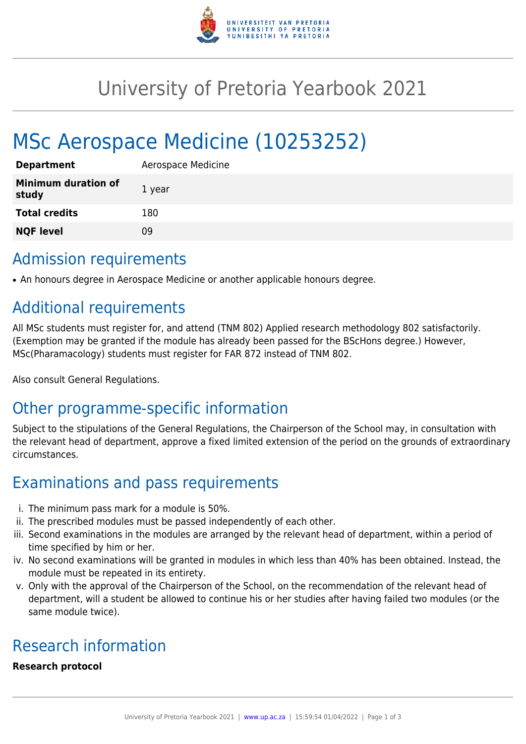# University of Pretoria Yearbook 2021

# MSc Aerospace Medicine (10253252)

| | |
|---|---|
| **Department** | Aerospace Medicine |
| **Minimum duration of study** | 1 year |
| **Total credits** | 180 |
| **NQF level** | 09 |

## Admission requirements

- An honours degree in Aerospace Medicine or another applicable honours degree.

## Additional requirements

All MSc students must register for, and attend (TNM 802) Applied research methodology 802 satisfactorily. (Exemption may be granted if the module has already been passed for the BScHons degree.) However, MSc(Pharamacology) students must register for FAR 872 instead of TNM 802.

Also consult General Regulations.

## Other programme-specific information

Subject to the stipulations of the General Regulations, the Chairperson of the School may, in consultation with the relevant head of department, approve a fixed limited extension of the period on the grounds of extraordinary circumstances.

## Examinations and pass requirements

i. The minimum pass mark for a module is 50%.
ii. The prescribed modules must be passed independently of each other.
iii. Second examinations in the modules are arranged by the relevant head of department, within a period of time specified by him or her.
iv. No second examinations will be granted in modules in which less than 40% has been obtained. Instead, the module must be repeated in its entirety.
v. Only with the approval of the Chairperson of the School, on the recommendation of the relevant head of department, will a student be allowed to continue his or her studies after having failed two modules (or the same module twice).

## Research information

**Research protocol**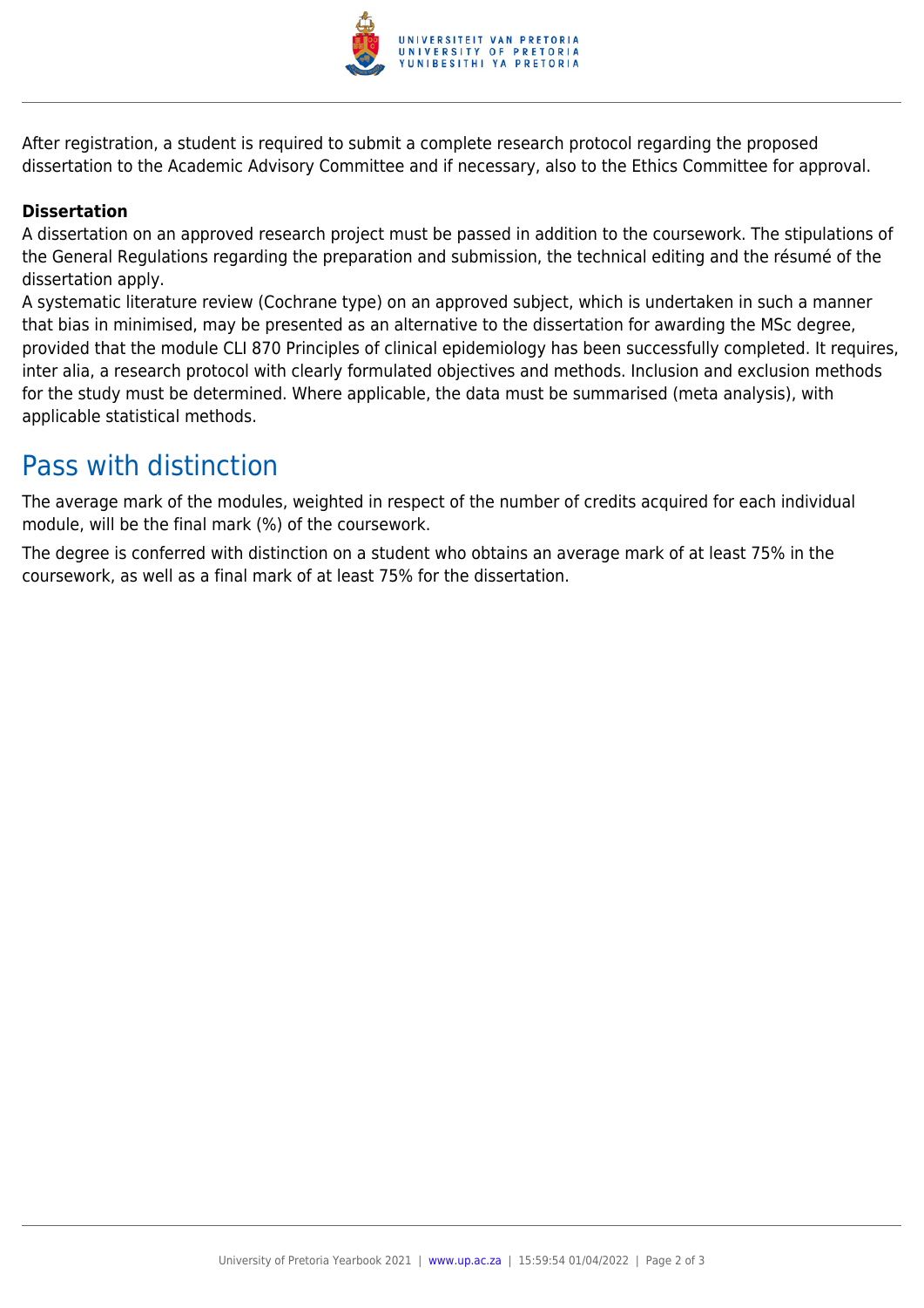After registration, a student is required to submit a complete research protocol regarding the proposed dissertation to the Academic Advisory Committee and if necessary, also to the Ethics Committee for approval.

**Dissertation**

A dissertation on an approved research project must be passed in addition to the coursework. The stipulations of the General Regulations regarding the preparation and submission, the technical editing and the résumé of the dissertation apply.

A systematic literature review (Cochrane type) on an approved subject, which is undertaken in such a manner that bias in minimised, may be presented as an alternative to the dissertation for awarding the MSc degree, provided that the module CLI 870 Principles of clinical epidemiology has been successfully completed. It requires, inter alia, a research protocol with clearly formulated objectives and methods. Inclusion and exclusion methods for the study must be determined. Where applicable, the data must be summarised (meta analysis), with applicable statistical methods.

## Pass with distinction

The average mark of the modules, weighted in respect of the number of credits acquired for each individual module, will be the final mark (%) of the coursework.

The degree is conferred with distinction on a student who obtains an average mark of at least 75% in the coursework, as well as a final mark of at least 75% for the dissertation.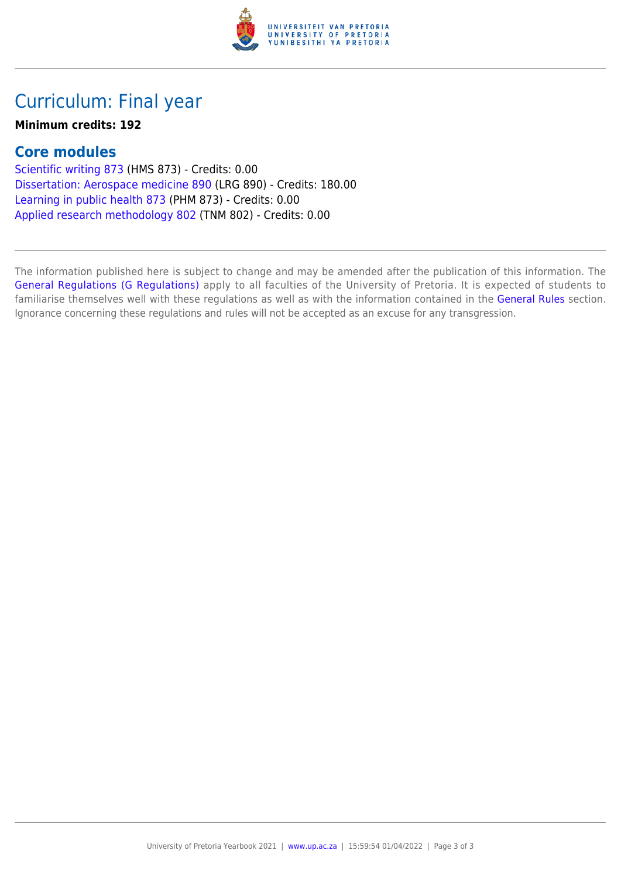# Curriculum: Final year

**Minimum credits: 192**

## Core modules

Scientific writing 873 (HMS 873) - Credits: 0.00
Dissertation: Aerospace medicine 890 (LRG 890) - Credits: 180.00
Learning in public health 873 (PHM 873) - Credits: 0.00
Applied research methodology 802 (TNM 802) - Credits: 0.00

---

The information published here is subject to change and may be amended after the publication of this information. The General Regulations (G Regulations) apply to all faculties of the University of Pretoria. It is expected of students to familiarise themselves well with these regulations as well as with the information contained in the General Rules section. Ignorance concerning these regulations and rules will not be accepted as an excuse for any transgression.